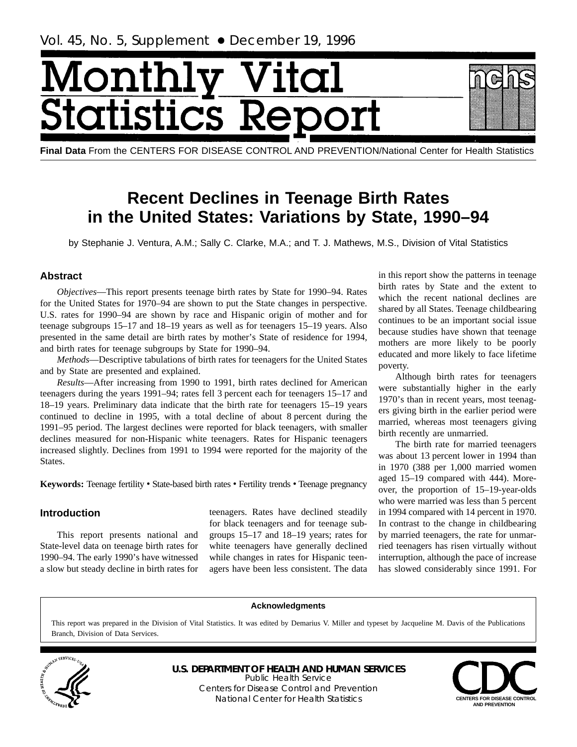# Monthly Vital Statistics Report

**Final Data** From the CENTERS FOR DISEASE CONTROL AND PREVENTION/National Center for Health Statistics

## Recent Declines in Teenage Birth Rates in the United States: Variations by State, 1990–94

by Stephanie J. Ventura, A.M.; Sally C. Clarke, M.A.; and T. J. Mathews, M.S., Division of Vital Statistics

### Abstract

*Objectives*—This report presents teenage birth rates by State for 1990–94. Rates for the United States for 1970–94 are shown to put the State changes in perspective. U.S. rates for 1990–94 are shown by race and Hispanic origin of mother and for teenage subgroups 15–17 and 18–19 years as well as for teenagers 15–19 years. Also presented in the same detail are birth rates by mother's State of residence for 1994, and birth rates for teenage subgroups by State for 1990–94.

*Methods*—Descriptive tabulations of birth rates for teenagers for the United States and by State are presented and explained.

*Results*—After increasing from 1990 to 1991, birth rates declined for American teenagers during the years 1991–94; rates fell 3 percent each for teenagers 15–17 and 18–19 years. Preliminary data indicate that the birth rate for teenagers 15–19 years continued to decline in 1995, with a total decline of about 8 percent during the 1991–95 period. The largest declines were reported for black teenagers, with smaller declines measured for non-Hispanic white teenagers. Rates for Hispanic teenagers increased slightly. Declines from 1991 to 1994 were reported for the majority of the States.

**Keywords:** Teenage fertility • State-based birth rates • Fertility trends • Teenage pregnancy

### Introduction

This report presents national and State-level data on teenage birth rates for 1990–94. The early 1990's have witnessed a slow but steady decline in birth rates for teenagers. Rates have declined steadily for black teenagers and for teenage subgroups 15–17 and 18–19 years; rates for white teenagers have generally declined while changes in rates for Hispanic teenagers have been less consistent. The data in this report show the patterns in teenage birth rates by State and the extent to which the recent national declines are shared by all States. Teenage childbearing continues to be an important social issue because studies have shown that teenage mothers are more likely to be poorly educated and more likely to face lifetime poverty.

Although birth rates for teenagers were substantially higher in the early 1970's than in recent years, most teenagers giving birth in the earlier period were married, whereas most teenagers giving birth recently are unmarried.

The birth rate for married teenagers was about 13 percent lower in 1994 than in 1970 (388 per 1,000 married women aged 15–19 compared with 444). Moreover, the proportion of 15–19-year-olds who were married was less than 5 percent in 1994 compared with 14 percent in 1970. In contrast to the change in childbearing by married teenagers, the rate for unmarried teenagers has risen virtually without interruption, although the pace of increase has slowed considerably since 1991. For

**Acknowledgments**

This report was prepared in the Division of Vital Statistics. It was edited by Demarius V. Miller and typeset by Jacqueline M. Davis of the Publications Branch, Division of Data Services.

**U.S. DEPARTMENT OF HEALTH AND HUMAN SERVICES**
Public Health Service
Centers for Disease Control and Prevention
National Center for Health Statistics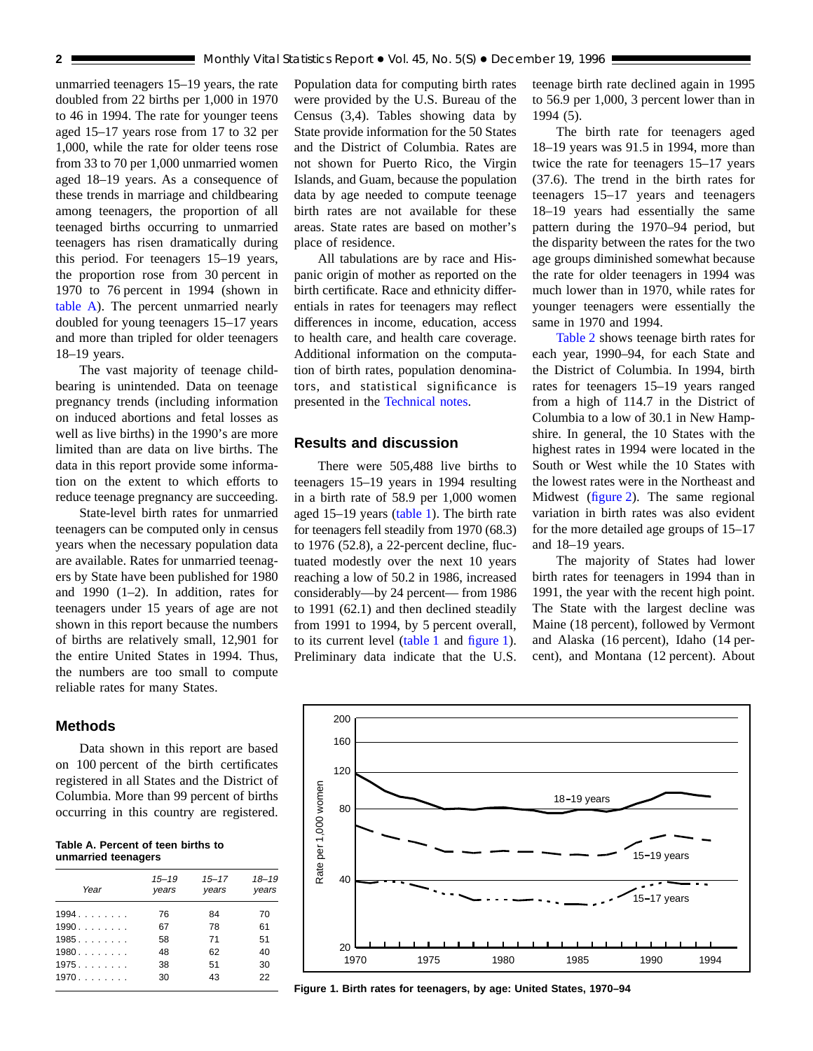unmarried teenagers 15–19 years, the rate doubled from 22 births per 1,000 in 1970 to 46 in 1994. The rate for younger teens aged 15–17 years rose from 17 to 32 per 1,000, while the rate for older teens rose from 33 to 70 per 1,000 unmarried women aged 18–19 years. As a consequence of these trends in marriage and childbearing among teenagers, the proportion of all teenaged births occurring to unmarried teenagers has risen dramatically during this period. For teenagers 15–19 years, the proportion rose from 30 percent in 1970 to 76 percent in 1994 (shown in table A). The percent unmarried nearly doubled for young teenagers 15–17 years and more than tripled for older teenagers 18–19 years.

The vast majority of teenage childbearing is unintended. Data on teenage pregnancy trends (including information on induced abortions and fetal losses as well as live births) in the 1990's are more limited than are data on live births. The data in this report provide some information on the extent to which efforts to reduce teenage pregnancy are succeeding.

State-level birth rates for unmarried teenagers can be computed only in census years when the necessary population data are available. Rates for unmarried teenagers by State have been published for 1980 and 1990 (1–2). In addition, rates for teenagers under 15 years of age are not shown in this report because the numbers of births are relatively small, 12,901 for the entire United States in 1994. Thus, the numbers are too small to compute reliable rates for many States.

## Methods

Data shown in this report are based on 100 percent of the birth certificates registered in all States and the District of Columbia. More than 99 percent of births occurring in this country are registered.

**Table A. Percent of teen births to unmarried teenagers**

| Year | 15–19 years | 15–17 years | 18–19 years |
|---|---|---|---|
| 1994 | 76 | 84 | 70 |
| 1990 | 67 | 78 | 61 |
| 1985 | 58 | 71 | 51 |
| 1980 | 48 | 62 | 40 |
| 1975 | 38 | 51 | 30 |
| 1970 | 30 | 43 | 22 |

Population data for computing birth rates were provided by the U.S. Bureau of the Census (3,4). Tables showing data by State provide information for the 50 States and the District of Columbia. Rates are not shown for Puerto Rico, the Virgin Islands, and Guam, because the population data by age needed to compute teenage birth rates are not available for these areas. State rates are based on mother's place of residence.

All tabulations are by race and Hispanic origin of mother as reported on the birth certificate. Race and ethnicity differentials in rates for teenagers may reflect differences in income, education, access to health care, and health care coverage. Additional information on the computation of birth rates, population denominators, and statistical significance is presented in the Technical notes.

## Results and discussion

There were 505,488 live births to teenagers 15–19 years in 1994 resulting in a birth rate of 58.9 per 1,000 women aged 15–19 years (table 1). The birth rate for teenagers fell steadily from 1970 (68.3) to 1976 (52.8), a 22-percent decline, fluctuated modestly over the next 10 years reaching a low of 50.2 in 1986, increased considerably—by 24 percent— from 1986 to 1991 (62.1) and then declined steadily from 1991 to 1994, by 5 percent overall, to its current level (table 1 and figure 1). Preliminary data indicate that the U.S. teenage birth rate declined again in 1995 to 56.9 per 1,000, 3 percent lower than in 1994 (5).

The birth rate for teenagers aged 18–19 years was 91.5 in 1994, more than twice the rate for teenagers 15–17 years (37.6). The trend in the birth rates for teenagers 15–17 years and teenagers 18–19 years had essentially the same pattern during the 1970–94 period, but the disparity between the rates for the two age groups diminished somewhat because the rate for older teenagers in 1994 was much lower than in 1970, while rates for younger teenagers were essentially the same in 1970 and 1994.

Table 2 shows teenage birth rates for each year, 1990–94, for each State and the District of Columbia. In 1994, birth rates for teenagers 15–19 years ranged from a high of 114.7 in the District of Columbia to a low of 30.1 in New Hampshire. In general, the 10 States with the highest rates in 1994 were located in the South or West while the 10 States with the lowest rates were in the Northeast and Midwest (figure 2). The same regional variation in birth rates was also evident for the more detailed age groups of 15–17 and 18–19 years.

The majority of States had lower birth rates for teenagers in 1994 than in 1991, the year with the recent high point. The State with the largest decline was Maine (18 percent), followed by Vermont and Alaska (16 percent), Idaho (14 percent), and Montana (12 percent). About

**Figure 1. Birth rates for teenagers, by age: United States, 1970–94**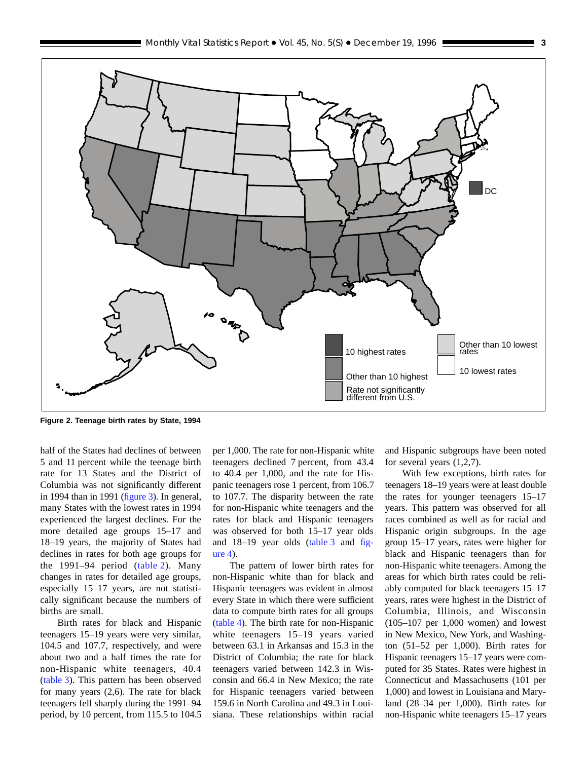Figure 2. Teenage birth rates by State, 1994

half of the States had declines of between 5 and 11 percent while the teenage birth rate for 13 States and the District of Columbia was not significantly different in 1994 than in 1991 (figure 3). In general, many States with the lowest rates in 1994 experienced the largest declines. For the more detailed age groups 15–17 and 18–19 years, the majority of States had declines in rates for both age groups for the 1991–94 period (table 2). Many changes in rates for detailed age groups, especially 15–17 years, are not statistically significant because the numbers of births are small.

Birth rates for black and Hispanic teenagers 15–19 years were very similar, 104.5 and 107.7, respectively, and were about two and a half times the rate for non-Hispanic white teenagers, 40.4 (table 3). This pattern has been observed for many years (2,6). The rate for black teenagers fell sharply during the 1991–94 period, by 10 percent, from 115.5 to 104.5 per 1,000. The rate for non-Hispanic white teenagers declined 7 percent, from 43.4 to 40.4 per 1,000, and the rate for Hispanic teenagers rose 1 percent, from 106.7 to 107.7. The disparity between the rate for non-Hispanic white teenagers and the rates for black and Hispanic teenagers was observed for both 15–17 year olds and 18–19 year olds (table 3 and figure 4).

The pattern of lower birth rates for non-Hispanic white than for black and Hispanic teenagers was evident in almost every State in which there were sufficient data to compute birth rates for all groups (table 4). The birth rate for non-Hispanic white teenagers 15–19 years varied between 63.1 in Arkansas and 15.3 in the District of Columbia; the rate for black teenagers varied between 142.3 in Wisconsin and 66.4 in New Mexico; the rate for Hispanic teenagers varied between 159.6 in North Carolina and 49.3 in Louisiana. These relationships within racial and Hispanic subgroups have been noted for several years (1,2,7).

With few exceptions, birth rates for teenagers 18–19 years were at least double the rates for younger teenagers 15–17 years. This pattern was observed for all races combined as well as for racial and Hispanic origin subgroups. In the age group 15–17 years, rates were higher for black and Hispanic teenagers than for non-Hispanic white teenagers. Among the areas for which birth rates could be reliably computed for black teenagers 15–17 years, rates were highest in the District of Columbia, Illinois, and Wisconsin (105–107 per 1,000 women) and lowest in New Mexico, New York, and Washington (51–52 per 1,000). Birth rates for Hispanic teenagers 15–17 years were computed for 35 States. Rates were highest in Connecticut and Massachusetts (101 per 1,000) and lowest in Louisiana and Maryland (28–34 per 1,000). Birth rates for non-Hispanic white teenagers 15–17 years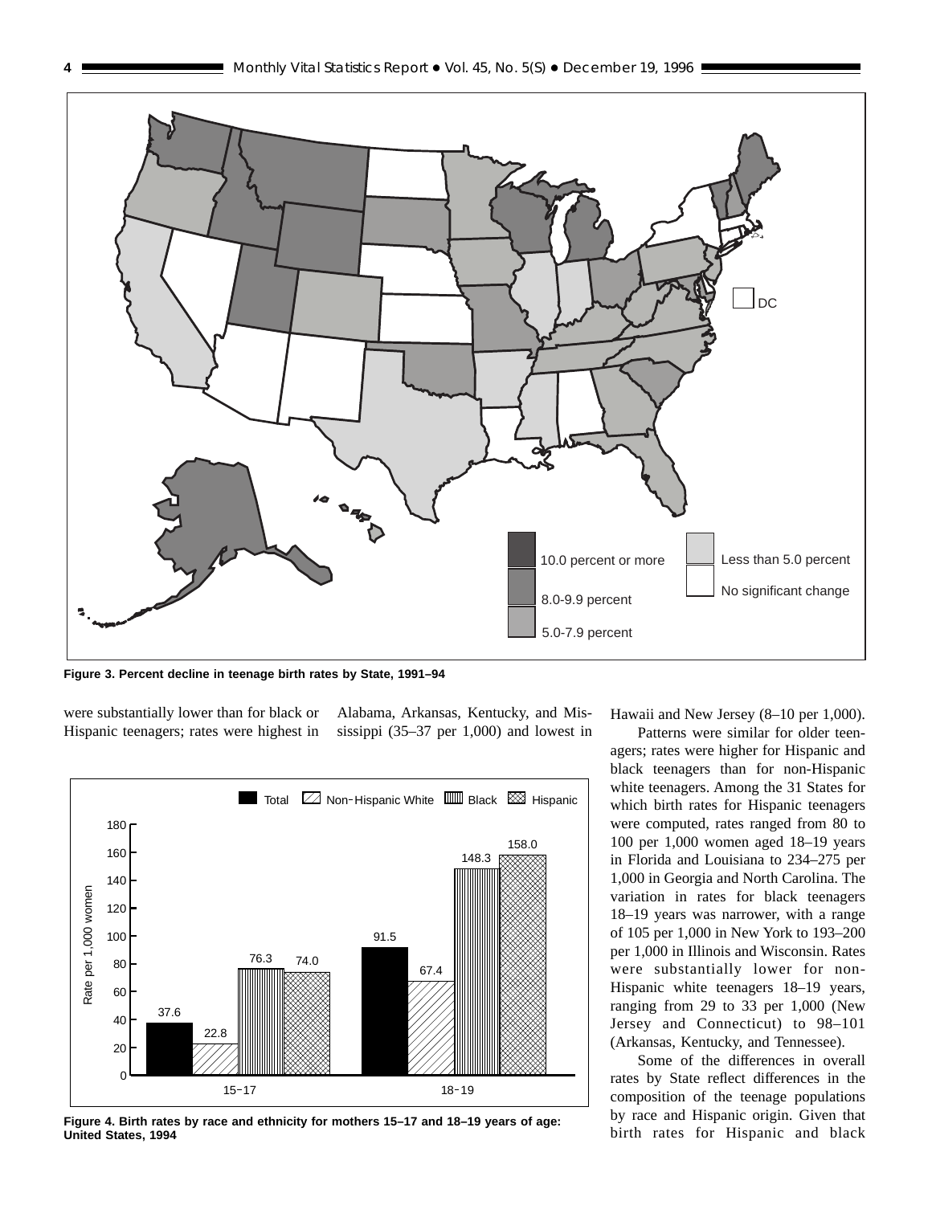Figure 3. Percent decline in teenage birth rates by State, 1991–94

were substantially lower than for black or Hispanic teenagers; rates were highest in Alabama, Arkansas, Kentucky, and Mississippi (35–37 per 1,000) and lowest in Hawaii and New Jersey (8–10 per 1,000).

Patterns were similar for older teenagers; rates were higher for Hispanic and black teenagers than for non-Hispanic white teenagers. Among the 31 States for which birth rates for Hispanic teenagers were computed, rates ranged from 80 to 100 per 1,000 women aged 18–19 years in Florida and Louisiana to 234–275 per 1,000 in Georgia and North Carolina. The variation in rates for black teenagers 18–19 years was narrower, with a range of 105 per 1,000 in New York to 193–200 per 1,000 in Illinois and Wisconsin. Rates were substantially lower for non-Hispanic white teenagers 18–19 years, ranging from 29 to 33 per 1,000 (New Jersey and Connecticut) to 98–101 (Arkansas, Kentucky, and Tennessee).

Some of the differences in overall rates by State reflect differences in the composition of the teenage populations by race and Hispanic origin. Given that birth rates for Hispanic and black

Figure 4. Birth rates by race and ethnicity for mothers 15–17 and 18–19 years of age: United States, 1994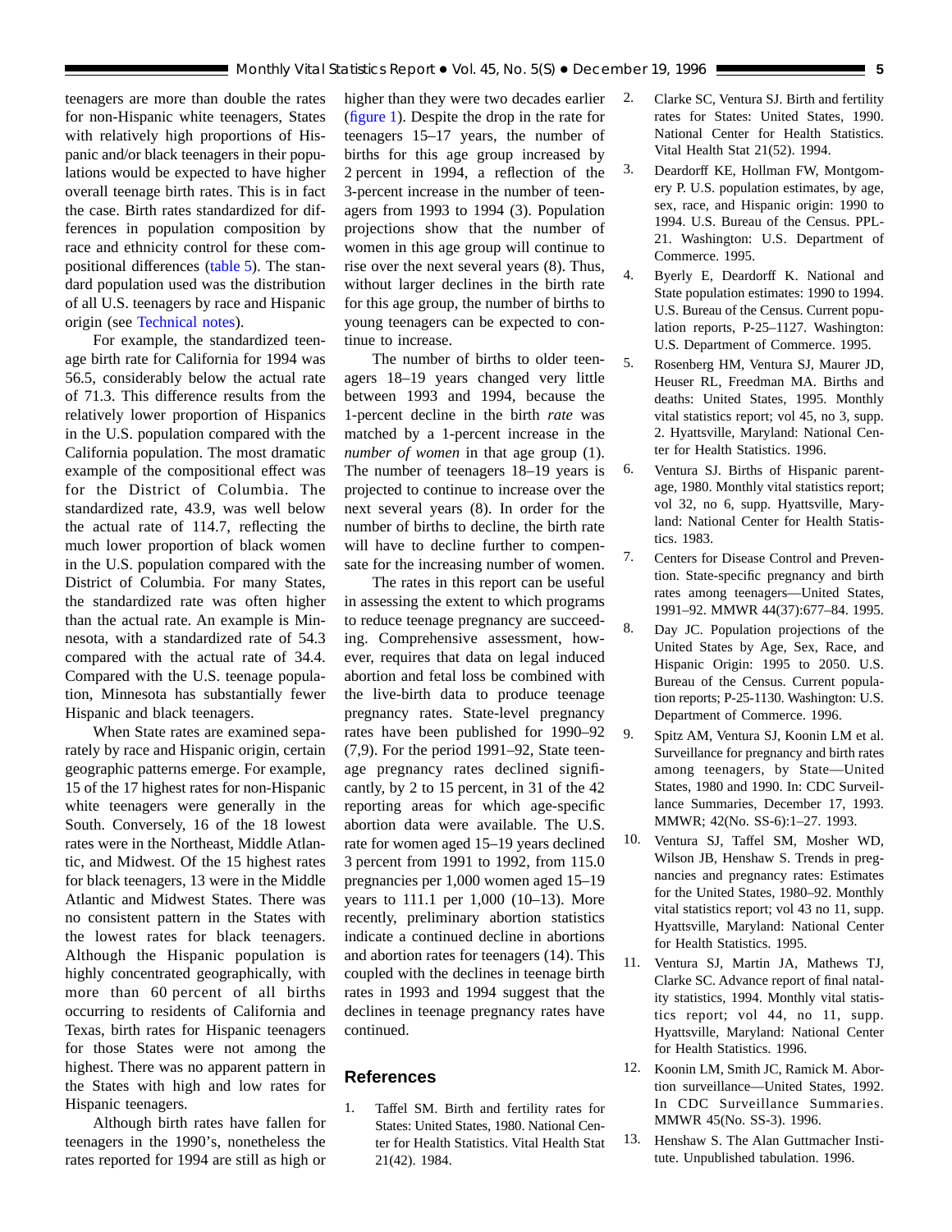teenagers are more than double the rates for non-Hispanic white teenagers, States with relatively high proportions of Hispanic and/or black teenagers in their populations would be expected to have higher overall teenage birth rates. This is in fact the case. Birth rates standardized for differences in population composition by race and ethnicity control for these compositional differences (table 5). The standard population used was the distribution of all U.S. teenagers by race and Hispanic origin (see Technical notes).

For example, the standardized teenage birth rate for California for 1994 was 56.5, considerably below the actual rate of 71.3. This difference results from the relatively lower proportion of Hispanics in the U.S. population compared with the California population. The most dramatic example of the compositional effect was for the District of Columbia. The standardized rate, 43.9, was well below the actual rate of 114.7, reflecting the much lower proportion of black women in the U.S. population compared with the District of Columbia. For many States, the standardized rate was often higher than the actual rate. An example is Minnesota, with a standardized rate of 54.3 compared with the actual rate of 34.4. Compared with the U.S. teenage population, Minnesota has substantially fewer Hispanic and black teenagers.

When State rates are examined separately by race and Hispanic origin, certain geographic patterns emerge. For example, 15 of the 17 highest rates for non-Hispanic white teenagers were generally in the South. Conversely, 16 of the 18 lowest rates were in the Northeast, Middle Atlantic, and Midwest. Of the 15 highest rates for black teenagers, 13 were in the Middle Atlantic and Midwest States. There was no consistent pattern in the States with the lowest rates for black teenagers. Although the Hispanic population is highly concentrated geographically, with more than 60 percent of all births occurring to residents of California and Texas, birth rates for Hispanic teenagers for those States were not among the highest. There was no apparent pattern in the States with high and low rates for Hispanic teenagers.

Although birth rates have fallen for teenagers in the 1990's, nonetheless the rates reported for 1994 are still as high or higher than they were two decades earlier (figure 1). Despite the drop in the rate for teenagers 15–17 years, the number of births for this age group increased by 2 percent in 1994, a reflection of the 3-percent increase in the number of teenagers from 1993 to 1994 (3). Population projections show that the number of women in this age group will continue to rise over the next several years (8). Thus, without larger declines in the birth rate for this age group, the number of births to young teenagers can be expected to continue to increase.

The number of births to older teenagers 18–19 years changed very little between 1993 and 1994, because the 1-percent decline in the birth *rate* was matched by a 1-percent increase in the *number of women* in that age group (1). The number of teenagers 18–19 years is projected to continue to increase over the next several years (8). In order for the number of births to decline, the birth rate will have to decline further to compensate for the increasing number of women.

The rates in this report can be useful in assessing the extent to which programs to reduce teenage pregnancy are succeeding. Comprehensive assessment, however, requires that data on legal induced abortion and fetal loss be combined with the live-birth data to produce teenage pregnancy rates. State-level pregnancy rates have been published for 1990–92 (7,9). For the period 1991–92, State teenage pregnancy rates declined significantly, by 2 to 15 percent, in 31 of the 42 reporting areas for which age-specific abortion data were available. The U.S. rate for women aged 15–19 years declined 3 percent from 1991 to 1992, from 115.0 pregnancies per 1,000 women aged 15–19 years to 111.1 per 1,000 (10–13). More recently, preliminary abortion statistics indicate a continued decline in abortions and abortion rates for teenagers (14). This coupled with the declines in teenage birth rates in 1993 and 1994 suggest that the declines in teenage pregnancy rates have continued.

## References

1. Taffel SM. Birth and fertility rates for States: United States, 1980. National Center for Health Statistics. Vital Health Stat 21(42). 1984.
2. Clarke SC, Ventura SJ. Birth and fertility rates for States: United States, 1990. National Center for Health Statistics. Vital Health Stat 21(52). 1994.
3. Deardorff KE, Hollman FW, Montgomery P. U.S. population estimates, by age, sex, race, and Hispanic origin: 1990 to 1994. U.S. Bureau of the Census. PPL-21. Washington: U.S. Department of Commerce. 1995.
4. Byerly E, Deardorff K. National and State population estimates: 1990 to 1994. U.S. Bureau of the Census. Current population reports, P-25–1127. Washington: U.S. Department of Commerce. 1995.
5. Rosenberg HM, Ventura SJ, Maurer JD, Heuser RL, Freedman MA. Births and deaths: United States, 1995. Monthly vital statistics report; vol 45, no 3, supp. 2. Hyattsville, Maryland: National Center for Health Statistics. 1996.
6. Ventura SJ. Births of Hispanic parentage, 1980. Monthly vital statistics report; vol 32, no 6, supp. Hyattsville, Maryland: National Center for Health Statistics. 1983.
7. Centers for Disease Control and Prevention. State-specific pregnancy and birth rates among teenagers—United States, 1991–92. MMWR 44(37):677–84. 1995.
8. Day JC. Population projections of the United States by Age, Sex, Race, and Hispanic Origin: 1995 to 2050. U.S. Bureau of the Census. Current population reports; P-25-1130. Washington: U.S. Department of Commerce. 1996.
9. Spitz AM, Ventura SJ, Koonin LM et al. Surveillance for pregnancy and birth rates among teenagers, by State—United States, 1980 and 1990. In: CDC Surveillance Summaries, December 17, 1993. MMWR; 42(No. SS-6):1–27. 1993.
10. Ventura SJ, Taffel SM, Mosher WD, Wilson JB, Henshaw S. Trends in pregnancies and pregnancy rates: Estimates for the United States, 1980–92. Monthly vital statistics report; vol 43 no 11, supp. Hyattsville, Maryland: National Center for Health Statistics. 1995.
11. Ventura SJ, Martin JA, Mathews TJ, Clarke SC. Advance report of final natality statistics, 1994. Monthly vital statistics report; vol 44, no 11, supp. Hyattsville, Maryland: National Center for Health Statistics. 1996.
12. Koonin LM, Smith JC, Ramick M. Abortion surveillance—United States, 1992. In CDC Surveillance Summaries. MMWR 45(No. SS-3). 1996.
13. Henshaw S. The Alan Guttmacher Institute. Unpublished tabulation. 1996.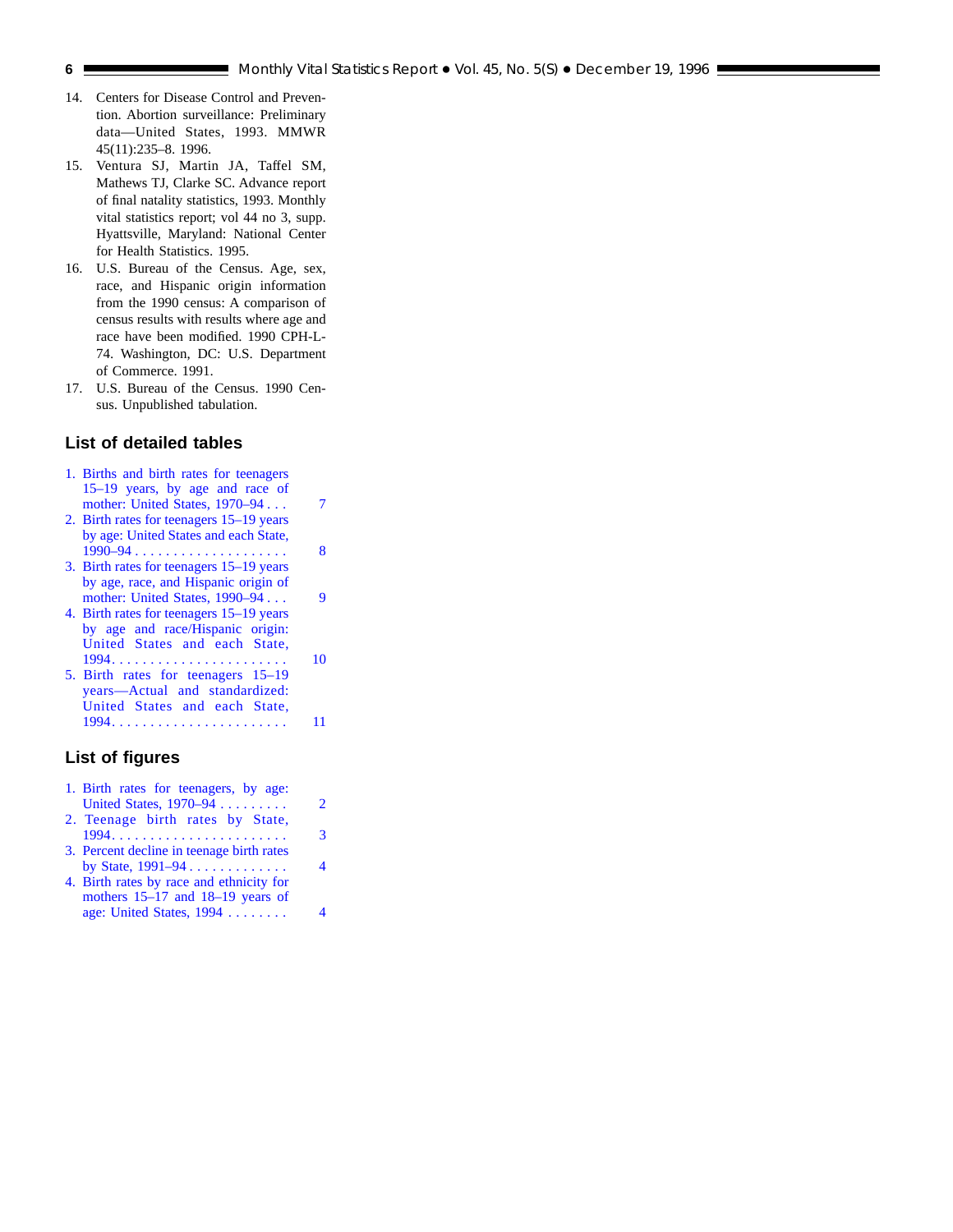14. Centers for Disease Control and Prevention. Abortion surveillance: Preliminary data—United States, 1993. MMWR 45(11):235–8. 1996.
15. Ventura SJ, Martin JA, Taffel SM, Mathews TJ, Clarke SC. Advance report of final natality statistics, 1993. Monthly vital statistics report; vol 44 no 3, supp. Hyattsville, Maryland: National Center for Health Statistics. 1995.
16. U.S. Bureau of the Census. Age, sex, race, and Hispanic origin information from the 1990 census: A comparison of census results with results where age and race have been modified. 1990 CPH-L-74. Washington, DC: U.S. Department of Commerce. 1991.
17. U.S. Bureau of the Census. 1990 Census. Unpublished tabulation.

## List of detailed tables

1. Births and birth rates for teenagers 15–19 years, by age and race of mother: United States, 1970–94 . . . 7
2. Birth rates for teenagers 15–19 years by age: United States and each State, 1990–94 . . . . . . . . . . . . . . . . . . . . 8
3. Birth rates for teenagers 15–19 years by age, race, and Hispanic origin of mother: United States, 1990–94 . . . 9
4. Birth rates for teenagers 15–19 years by age and race/Hispanic origin: United States and each State, 1994. . . . . . . . . . . . . . . . . . . . . . . 10
5. Birth rates for teenagers 15–19 years—Actual and standardized: United States and each State, 1994. . . . . . . . . . . . . . . . . . . . . . . 11

## List of figures

1. Birth rates for teenagers, by age: United States, 1970–94 . . . . . . . . . 2
2. Teenage birth rates by State, 1994. . . . . . . . . . . . . . . . . . . . . . . 3
3. Percent decline in teenage birth rates by State, 1991–94 . . . . . . . . . . . . . 4
4. Birth rates by race and ethnicity for mothers 15–17 and 18–19 years of age: United States, 1994 . . . . . . . . 4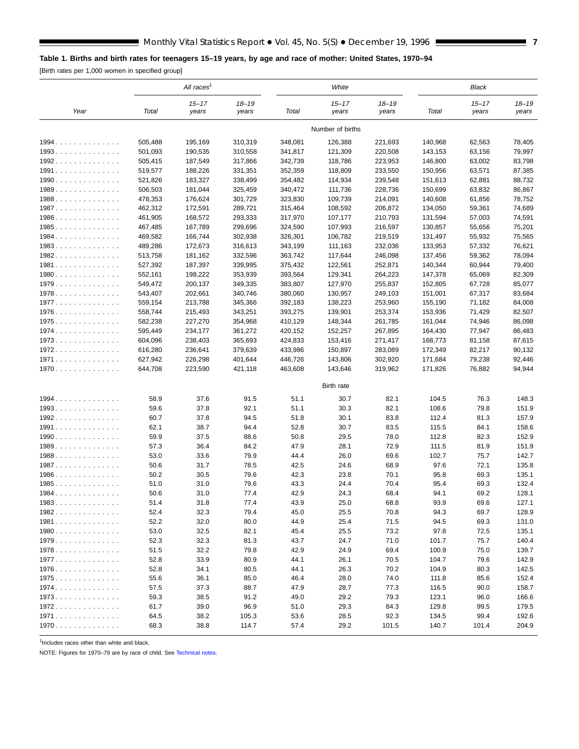**Table 1. Births and birth rates for teenagers 15–19 years, by age and race of mother: United States, 1970–94**

[Birth rates per 1,000 women in specified group]

| Year | All races[1] | | | White | | | Black | | |
|---|---|---|---|---|---|---|---|---|---|
| | Total | 15–17 years | 18–19 years | Total | 15–17 years | 18–19 years | Total | 15–17 years | 18–19 years |
| | | | | | Number of births | | | | |
| 1994 | 505,488 | 195,169 | 310,319 | 348,081 | 126,388 | 221,693 | 140,968 | 62,563 | 78,405 |
| 1993 | 501,093 | 190,535 | 310,558 | 341,817 | 121,309 | 220,508 | 143,153 | 63,156 | 79,997 |
| 1992 | 505,415 | 187,549 | 317,866 | 342,739 | 118,786 | 223,953 | 146,800 | 63,002 | 83,798 |
| 1991 | 519,577 | 188,226 | 331,351 | 352,359 | 118,809 | 233,550 | 150,956 | 63,571 | 87,385 |
| 1990 | 521,826 | 183,327 | 338,499 | 354,482 | 114,934 | 239,548 | 151,613 | 62,881 | 88,732 |
| 1989 | 506,503 | 181,044 | 325,459 | 340,472 | 111,736 | 228,736 | 150,699 | 63,832 | 86,867 |
| 1988 | 478,353 | 176,624 | 301,729 | 323,830 | 109,739 | 214,091 | 140,608 | 61,856 | 78,752 |
| 1987 | 462,312 | 172,591 | 289,721 | 315,464 | 108,592 | 206,872 | 134,050 | 59,361 | 74,689 |
| 1986 | 461,905 | 168,572 | 293,333 | 317,970 | 107,177 | 210,793 | 131,594 | 57,003 | 74,591 |
| 1985 | 467,485 | 167,789 | 299,696 | 324,590 | 107,993 | 216,597 | 130,857 | 55,656 | 75,201 |
| 1984 | 469,582 | 166,744 | 302,938 | 326,301 | 106,782 | 219,519 | 131,497 | 55,932 | 75,565 |
| 1983 | 489,286 | 172,673 | 316,613 | 343,199 | 111,163 | 232,036 | 133,953 | 57,332 | 76,621 |
| 1982 | 513,758 | 181,162 | 332,596 | 363,742 | 117,644 | 246,098 | 137,456 | 59,362 | 78,094 |
| 1981 | 527,392 | 187,397 | 339,995 | 375,432 | 122,561 | 252,871 | 140,344 | 60,944 | 79,400 |
| 1980 | 552,161 | 198,222 | 353,939 | 393,564 | 129,341 | 264,223 | 147,378 | 65,069 | 82,309 |
| 1979 | 549,472 | 200,137 | 349,335 | 383,807 | 127,970 | 255,837 | 152,805 | 67,728 | 85,077 |
| 1978 | 543,407 | 202,661 | 340,746 | 380,060 | 130,957 | 249,103 | 151,001 | 67,317 | 83,684 |
| 1977 | 559,154 | 213,788 | 345,366 | 392,183 | 138,223 | 253,960 | 155,190 | 71,182 | 84,008 |
| 1976 | 558,744 | 215,493 | 343,251 | 393,275 | 139,901 | 253,374 | 153,936 | 71,429 | 82,507 |
| 1975 | 582,238 | 227,270 | 354,968 | 410,129 | 148,344 | 261,785 | 161,044 | 74,946 | 86,098 |
| 1974 | 595,449 | 234,177 | 361,272 | 420,152 | 152,257 | 267,895 | 164,430 | 77,947 | 86,483 |
| 1973 | 604,096 | 238,403 | 365,693 | 424,833 | 153,416 | 271,417 | 168,773 | 81,158 | 87,615 |
| 1972 | 616,280 | 236,641 | 379,639 | 433,986 | 150,897 | 283,089 | 172,349 | 82,217 | 90,132 |
| 1971 | 627,942 | 226,298 | 401,644 | 446,726 | 143,806 | 302,920 | 171,684 | 79,238 | 92,446 |
| 1970 | 644,708 | 223,590 | 421,118 | 463,608 | 143,646 | 319,962 | 171,826 | 76,882 | 94,944 |
| | | | | | Birth rate | | | | |
| 1994 | 58.9 | 37.6 | 91.5 | 51.1 | 30.7 | 82.1 | 104.5 | 76.3 | 148.3 |
| 1993 | 59.6 | 37.8 | 92.1 | 51.1 | 30.3 | 82.1 | 108.6 | 79.8 | 151.9 |
| 1992 | 60.7 | 37.8 | 94.5 | 51.8 | 30.1 | 83.8 | 112.4 | 81.3 | 157.9 |
| 1991 | 62.1 | 38.7 | 94.4 | 52.8 | 30.7 | 83.5 | 115.5 | 84.1 | 158.6 |
| 1990 | 59.9 | 37.5 | 88.6 | 50.8 | 29.5 | 78.0 | 112.8 | 82.3 | 152.9 |
| 1989 | 57.3 | 36.4 | 84.2 | 47.9 | 28.1 | 72.9 | 111.5 | 81.9 | 151.9 |
| 1988 | 53.0 | 33.6 | 79.9 | 44.4 | 26.0 | 69.6 | 102.7 | 75.7 | 142.7 |
| 1987 | 50.6 | 31.7 | 78.5 | 42.5 | 24.6 | 68.9 | 97.6 | 72.1 | 135.8 |
| 1986 | 50.2 | 30.5 | 79.6 | 42.3 | 23.8 | 70.1 | 95.8 | 69.3 | 135.1 |
| 1985 | 51.0 | 31.0 | 79.6 | 43.3 | 24.4 | 70.4 | 95.4 | 69.3 | 132.4 |
| 1984 | 50.6 | 31.0 | 77.4 | 42.9 | 24.3 | 68.4 | 94.1 | 69.2 | 128.1 |
| 1983 | 51.4 | 31.8 | 77.4 | 43.9 | 25.0 | 68.8 | 93.9 | 69.6 | 127.1 |
| 1982 | 52.4 | 32.3 | 79.4 | 45.0 | 25.5 | 70.8 | 94.3 | 69.7 | 128.9 |
| 1981 | 52.2 | 32.0 | 80.0 | 44.9 | 25.4 | 71.5 | 94.5 | 69.3 | 131.0 |
| 1980 | 53.0 | 32.5 | 82.1 | 45.4 | 25.5 | 73.2 | 97.8 | 72.5 | 135.1 |
| 1979 | 52.3 | 32.3 | 81.3 | 43.7 | 24.7 | 71.0 | 101.7 | 75.7 | 140.4 |
| 1978 | 51.5 | 32.2 | 79.8 | 42.9 | 24.9 | 69.4 | 100.9 | 75.0 | 139.7 |
| 1977 | 52.8 | 33.9 | 80.9 | 44.1 | 26.1 | 70.5 | 104.7 | 79.6 | 142.9 |
| 1976 | 52.8 | 34.1 | 80.5 | 44.1 | 26.3 | 70.2 | 104.9 | 80.3 | 142.5 |
| 1975 | 55.6 | 36.1 | 85.0 | 46.4 | 28.0 | 74.0 | 111.8 | 85.6 | 152.4 |
| 1974 | 57.5 | 37.3 | 88.7 | 47.9 | 28.7 | 77.3 | 116.5 | 90.0 | 158.7 |
| 1973 | 59.3 | 38.5 | 91.2 | 49.0 | 29.2 | 79.3 | 123.1 | 96.0 | 166.6 |
| 1972 | 61.7 | 39.0 | 96.9 | 51.0 | 29.3 | 84.3 | 129.8 | 99.5 | 179.5 |
| 1971 | 64.5 | 38.2 | 105.3 | 53.6 | 28.5 | 92.3 | 134.5 | 99.4 | 192.6 |
| 1970 | 68.3 | 38.8 | 114.7 | 57.4 | 29.2 | 101.5 | 140.7 | 101.4 | 204.9 |

[1]Includes races other than white and black.

NOTE: Figures for 1970–79 are by race of child. See Technical notes.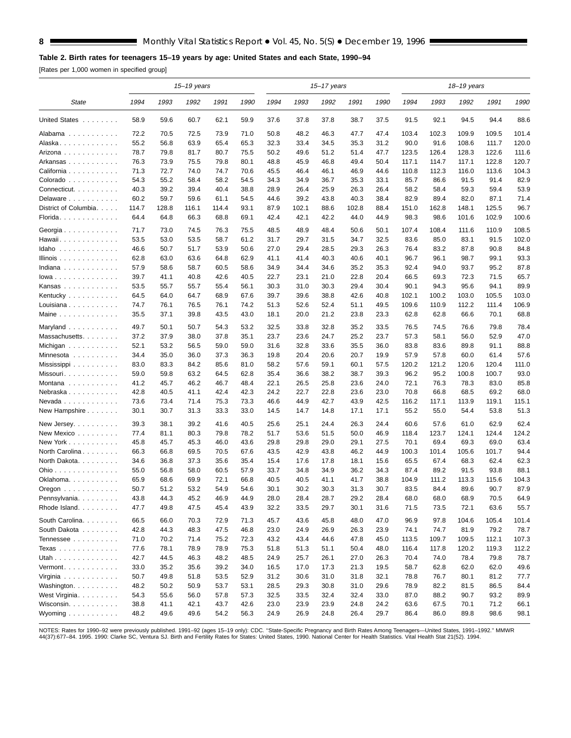**Table 2. Birth rates for teenagers 15–19 years by age: United States and each State, 1990–94**

[Rates per 1,000 women in specified group]

| State | 15–19 years | | | | | 15–17 years | | | | | 18–19 years | | | | |
|---|---|---|---|---|---|---|---|---|---|---|---|---|---|---|---|
| | 1994 | 1993 | 1992 | 1991 | 1990 | 1994 | 1993 | 1992 | 1991 | 1990 | 1994 | 1993 | 1992 | 1991 | 1990 |
| United States | 58.9 | 59.6 | 60.7 | 62.1 | 59.9 | 37.6 | 37.8 | 37.8 | 38.7 | 37.5 | 91.5 | 92.1 | 94.5 | 94.4 | 88.6 |
| Alabama | 72.2 | 70.5 | 72.5 | 73.9 | 71.0 | 50.8 | 48.2 | 46.3 | 47.7 | 47.4 | 103.4 | 102.3 | 109.9 | 109.5 | 101.4 |
| Alaska | 55.2 | 56.8 | 63.9 | 65.4 | 65.3 | 32.3 | 33.4 | 34.5 | 35.3 | 31.2 | 90.0 | 91.6 | 108.6 | 111.7 | 120.0 |
| Arizona | 78.7 | 79.8 | 81.7 | 80.7 | 75.5 | 50.2 | 49.6 | 51.2 | 51.4 | 47.7 | 123.5 | 126.4 | 128.3 | 122.6 | 111.6 |
| Arkansas | 76.3 | 73.9 | 75.5 | 79.8 | 80.1 | 48.8 | 45.9 | 46.8 | 49.4 | 50.4 | 117.1 | 114.7 | 117.1 | 122.8 | 120.7 |
| California | 71.3 | 72.7 | 74.0 | 74.7 | 70.6 | 45.5 | 46.4 | 46.1 | 46.9 | 44.6 | 110.8 | 112.3 | 116.0 | 113.6 | 104.3 |
| Colorado | 54.3 | 55.2 | 58.4 | 58.2 | 54.5 | 34.3 | 34.9 | 36.7 | 35.3 | 33.1 | 85.7 | 86.6 | 91.5 | 91.4 | 82.9 |
| Connecticut | 40.3 | 39.2 | 39.4 | 40.4 | 38.8 | 28.9 | 26.4 | 25.9 | 26.3 | 26.4 | 58.2 | 58.4 | 59.3 | 59.4 | 53.9 |
| Delaware | 60.2 | 59.7 | 59.6 | 61.1 | 54.5 | 44.6 | 39.2 | 43.8 | 40.3 | 38.4 | 82.9 | 89.4 | 82.0 | 87.1 | 71.4 |
| District of Columbia | 114.7 | 128.8 | 116.1 | 114.4 | 93.1 | 87.9 | 102.1 | 88.6 | 102.8 | 88.4 | 151.0 | 162.8 | 148.1 | 125.5 | 96.7 |
| Florida | 64.4 | 64.8 | 66.3 | 68.8 | 69.1 | 42.4 | 42.1 | 42.2 | 44.0 | 44.9 | 98.3 | 98.6 | 101.6 | 102.9 | 100.6 |
| Georgia | 71.7 | 73.0 | 74.5 | 76.3 | 75.5 | 48.5 | 48.9 | 48.4 | 50.6 | 50.1 | 107.4 | 108.4 | 111.6 | 110.9 | 108.5 |
| Hawaii | 53.5 | 53.0 | 53.5 | 58.7 | 61.2 | 31.7 | 29.7 | 31.5 | 34.7 | 32.5 | 83.6 | 85.0 | 83.1 | 91.5 | 102.0 |
| Idaho | 46.6 | 50.7 | 51.7 | 53.9 | 50.6 | 27.0 | 29.4 | 28.5 | 29.3 | 26.3 | 76.4 | 83.2 | 87.8 | 90.8 | 84.8 |
| Illinois | 62.8 | 63.0 | 63.6 | 64.8 | 62.9 | 41.1 | 41.4 | 40.3 | 40.6 | 40.1 | 96.7 | 96.1 | 98.7 | 99.1 | 93.3 |
| Indiana | 57.9 | 58.6 | 58.7 | 60.5 | 58.6 | 34.9 | 34.4 | 34.6 | 35.2 | 35.3 | 92.4 | 94.0 | 93.7 | 95.2 | 87.8 |
| Iowa | 39.7 | 41.1 | 40.8 | 42.6 | 40.5 | 22.7 | 23.1 | 21.0 | 22.8 | 20.4 | 66.5 | 69.3 | 72.3 | 71.5 | 65.7 |
| Kansas | 53.5 | 55.7 | 55.7 | 55.4 | 56.1 | 30.3 | 31.0 | 30.3 | 29.4 | 30.4 | 90.1 | 94.3 | 95.6 | 94.1 | 89.9 |
| Kentucky | 64.5 | 64.0 | 64.7 | 68.9 | 67.6 | 39.7 | 39.6 | 38.8 | 42.6 | 40.8 | 102.1 | 100.2 | 103.0 | 105.5 | 103.0 |
| Louisiana | 74.7 | 76.1 | 76.5 | 76.1 | 74.2 | 51.3 | 52.6 | 52.4 | 51.1 | 49.5 | 109.6 | 110.9 | 112.2 | 111.4 | 106.9 |
| Maine | 35.5 | 37.1 | 39.8 | 43.5 | 43.0 | 18.1 | 20.0 | 21.2 | 23.8 | 23.3 | 62.8 | 62.8 | 66.6 | 70.1 | 68.8 |
| Maryland | 49.7 | 50.1 | 50.7 | 54.3 | 53.2 | 32.5 | 33.8 | 32.8 | 35.2 | 33.5 | 76.5 | 74.5 | 76.6 | 79.8 | 78.4 |
| Massachusetts | 37.2 | 37.9 | 38.0 | 37.8 | 35.1 | 23.7 | 23.6 | 24.7 | 25.2 | 23.7 | 57.3 | 58.1 | 56.0 | 52.9 | 47.0 |
| Michigan | 52.1 | 53.2 | 56.5 | 59.0 | 59.0 | 31.6 | 32.8 | 33.6 | 35.5 | 36.0 | 83.8 | 83.6 | 89.8 | 91.1 | 88.8 |
| Minnesota | 34.4 | 35.0 | 36.0 | 37.3 | 36.3 | 19.8 | 20.4 | 20.6 | 20.7 | 19.9 | 57.9 | 57.8 | 60.0 | 61.4 | 57.6 |
| Mississippi | 83.0 | 83.3 | 84.2 | 85.6 | 81.0 | 58.2 | 57.6 | 59.1 | 60.1 | 57.5 | 120.2 | 121.2 | 120.6 | 120.4 | 111.0 |
| Missouri | 59.0 | 59.8 | 63.2 | 64.5 | 62.8 | 35.4 | 36.6 | 38.2 | 38.7 | 39.3 | 96.2 | 95.2 | 100.8 | 100.7 | 93.0 |
| Montana | 41.2 | 45.7 | 46.2 | 46.7 | 48.4 | 22.1 | 26.5 | 25.8 | 23.6 | 24.0 | 72.1 | 76.3 | 78.3 | 83.0 | 85.8 |
| Nebraska | 42.8 | 40.5 | 41.1 | 42.4 | 42.3 | 24.2 | 22.7 | 22.8 | 23.6 | 23.0 | 70.8 | 66.8 | 68.5 | 69.2 | 68.0 |
| Nevada | 73.6 | 73.4 | 71.4 | 75.3 | 73.3 | 46.6 | 44.9 | 42.7 | 43.9 | 42.5 | 116.2 | 117.1 | 113.9 | 119.1 | 115.1 |
| New Hampshire | 30.1 | 30.7 | 31.3 | 33.3 | 33.0 | 14.5 | 14.7 | 14.8 | 17.1 | 17.1 | 55.2 | 55.0 | 54.4 | 53.8 | 51.3 |
| New Jersey | 39.3 | 38.1 | 39.2 | 41.6 | 40.5 | 25.6 | 25.1 | 24.4 | 26.3 | 24.4 | 60.6 | 57.6 | 61.0 | 62.9 | 62.4 |
| New Mexico | 77.4 | 81.1 | 80.3 | 79.8 | 78.2 | 51.7 | 53.6 | 51.5 | 50.0 | 46.9 | 118.4 | 123.7 | 124.1 | 124.4 | 124.2 |
| New York | 45.8 | 45.7 | 45.3 | 46.0 | 43.6 | 29.8 | 29.8 | 29.0 | 29.1 | 27.5 | 70.1 | 69.4 | 69.3 | 69.0 | 63.4 |
| North Carolina | 66.3 | 66.8 | 69.5 | 70.5 | 67.6 | 43.5 | 42.9 | 43.8 | 46.2 | 44.9 | 100.3 | 101.4 | 105.6 | 101.7 | 94.4 |
| North Dakota | 34.6 | 36.8 | 37.3 | 35.6 | 35.4 | 15.4 | 17.6 | 17.8 | 18.1 | 15.6 | 65.5 | 67.4 | 68.3 | 62.4 | 62.3 |
| Ohio | 55.0 | 56.8 | 58.0 | 60.5 | 57.9 | 33.7 | 34.8 | 34.9 | 36.2 | 34.3 | 87.4 | 89.2 | 91.5 | 93.8 | 88.1 |
| Oklahoma | 65.9 | 68.6 | 69.9 | 72.1 | 66.8 | 40.5 | 40.5 | 41.1 | 41.7 | 38.8 | 104.9 | 111.2 | 113.3 | 115.6 | 104.3 |
| Oregon | 50.7 | 51.2 | 53.2 | 54.9 | 54.6 | 30.1 | 30.2 | 30.3 | 31.3 | 30.7 | 83.5 | 84.4 | 89.6 | 90.7 | 87.9 |
| Pennsylvania | 43.8 | 44.3 | 45.2 | 46.9 | 44.9 | 28.0 | 28.4 | 28.7 | 29.2 | 28.4 | 68.0 | 68.0 | 68.9 | 70.5 | 64.9 |
| Rhode Island | 47.7 | 49.8 | 47.5 | 45.4 | 43.9 | 32.2 | 33.5 | 29.7 | 30.1 | 31.6 | 71.5 | 73.5 | 72.1 | 63.6 | 55.7 |
| South Carolina | 66.5 | 66.0 | 70.3 | 72.9 | 71.3 | 45.7 | 43.6 | 45.8 | 48.0 | 47.0 | 96.9 | 97.8 | 104.6 | 105.4 | 101.4 |
| South Dakota | 42.8 | 44.3 | 48.3 | 47.5 | 46.8 | 23.0 | 24.9 | 26.9 | 26.3 | 23.9 | 74.1 | 74.7 | 81.9 | 79.2 | 78.7 |
| Tennessee | 71.0 | 70.2 | 71.4 | 75.2 | 72.3 | 43.2 | 43.4 | 44.6 | 47.8 | 45.0 | 113.5 | 109.7 | 109.5 | 112.1 | 107.3 |
| Texas | 77.6 | 78.1 | 78.9 | 78.9 | 75.3 | 51.8 | 51.3 | 51.1 | 50.4 | 48.0 | 116.4 | 117.8 | 120.2 | 119.3 | 112.2 |
| Utah | 42.7 | 44.5 | 46.3 | 48.2 | 48.5 | 24.9 | 25.7 | 26.1 | 27.0 | 26.3 | 70.4 | 74.0 | 78.4 | 79.8 | 78.7 |
| Vermont | 33.0 | 35.2 | 35.6 | 39.2 | 34.0 | 16.5 | 17.0 | 17.3 | 21.3 | 19.5 | 58.7 | 62.8 | 62.0 | 62.0 | 49.6 |
| Virginia | 50.7 | 49.8 | 51.8 | 53.5 | 52.9 | 31.2 | 30.6 | 31.0 | 31.8 | 32.1 | 78.8 | 76.7 | 80.1 | 81.2 | 77.7 |
| Washington | 48.2 | 50.2 | 50.9 | 53.7 | 53.1 | 28.5 | 29.3 | 30.8 | 31.0 | 29.6 | 78.9 | 82.2 | 81.5 | 86.5 | 84.4 |
| West Virginia | 54.3 | 55.6 | 56.0 | 57.8 | 57.3 | 32.5 | 33.5 | 32.4 | 32.4 | 33.0 | 87.0 | 88.2 | 90.7 | 93.2 | 89.9 |
| Wisconsin | 38.8 | 41.1 | 42.1 | 43.7 | 42.6 | 23.0 | 23.9 | 23.9 | 24.8 | 24.2 | 63.6 | 67.5 | 70.1 | 71.2 | 66.1 |
| Wyoming | 48.2 | 49.6 | 49.6 | 54.2 | 56.3 | 24.9 | 26.9 | 24.8 | 26.4 | 29.7 | 86.4 | 86.0 | 89.8 | 98.6 | 98.1 |

NOTES: Rates for 1990–92 were previously published. 1991–92 (ages 15–19 only): CDC. "State-Specific Pregnancy and Birth Rates Among Teenagers—United States, 1991–1992." MMWR 44(37):677–84. 1995. 1990: Clarke SC, Ventura SJ. Birth and Fertility Rates for States: United States, 1990. National Center for Health Statistics. Vital Health Stat 21(52). 1994.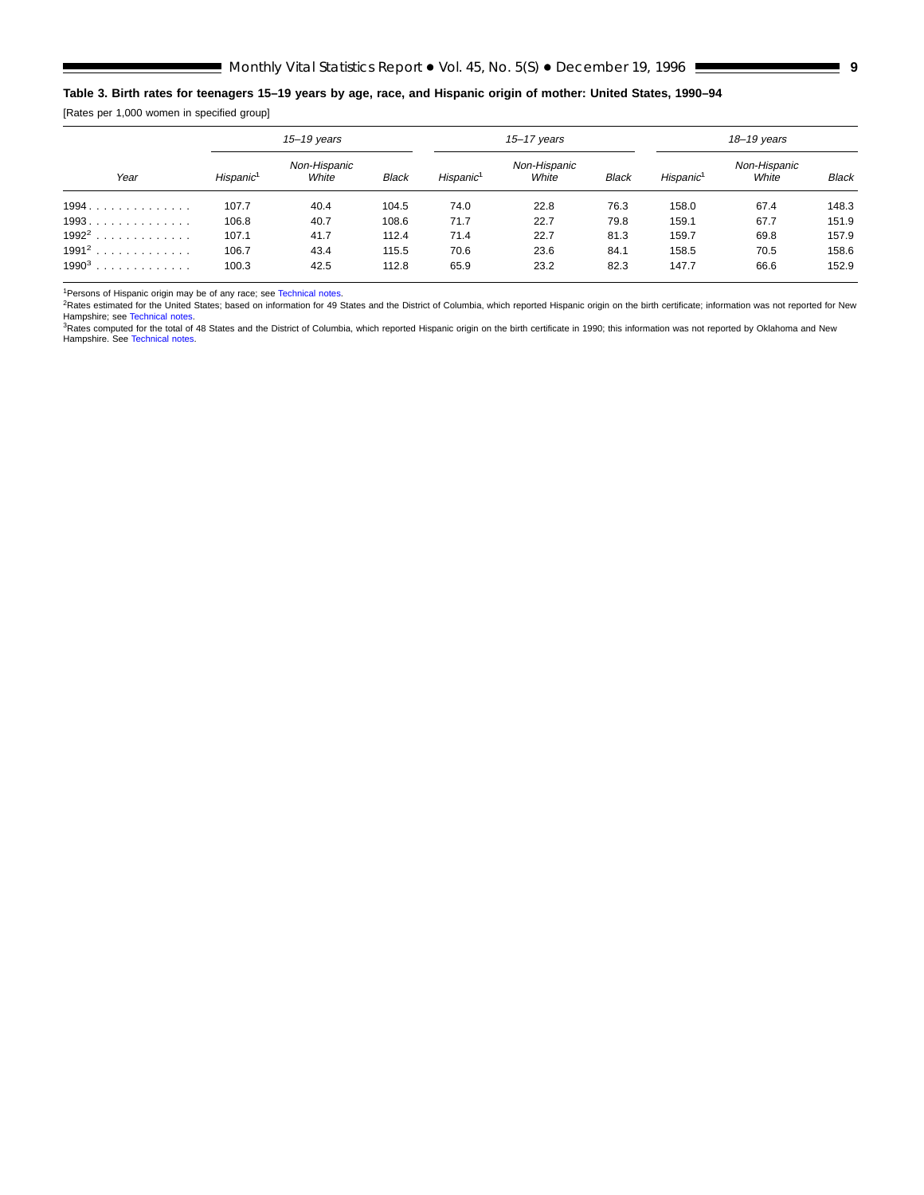**Table 3. Birth rates for teenagers 15–19 years by age, race, and Hispanic origin of mother: United States, 1990–94**

[Rates per 1,000 women in specified group]

| Year | 15–19 years | | | 15–17 years | | | 18–19 years | | |
|---|---|---|---|---|---|---|---|---|---|
| | Hispanic[1] | Non-Hispanic White | Black | Hispanic[1] | Non-Hispanic White | Black | Hispanic[1] | Non-Hispanic White | Black |
| 1994 | 107.7 | 40.4 | 104.5 | 74.0 | 22.8 | 76.3 | 158.0 | 67.4 | 148.3 |
| 1993 | 106.8 | 40.7 | 108.6 | 71.7 | 22.7 | 79.8 | 159.1 | 67.7 | 151.9 |
| 1992[2] | 107.1 | 41.7 | 112.4 | 71.4 | 22.7 | 81.3 | 159.7 | 69.8 | 157.9 |
| 1991[2] | 106.7 | 43.4 | 115.5 | 70.6 | 23.6 | 84.1 | 158.5 | 70.5 | 158.6 |
| 1990[3] | 100.3 | 42.5 | 112.8 | 65.9 | 23.2 | 82.3 | 147.7 | 66.6 | 152.9 |

[1]Persons of Hispanic origin may be of any race; see Technical notes.

[2]Rates estimated for the United States; based on information for 49 States and the District of Columbia, which reported Hispanic origin on the birth certificate; information was not reported for New Hampshire; see Technical notes.

[3]Rates computed for the total of 48 States and the District of Columbia, which reported Hispanic origin on the birth certificate in 1990; this information was not reported by Oklahoma and New Hampshire. See Technical notes.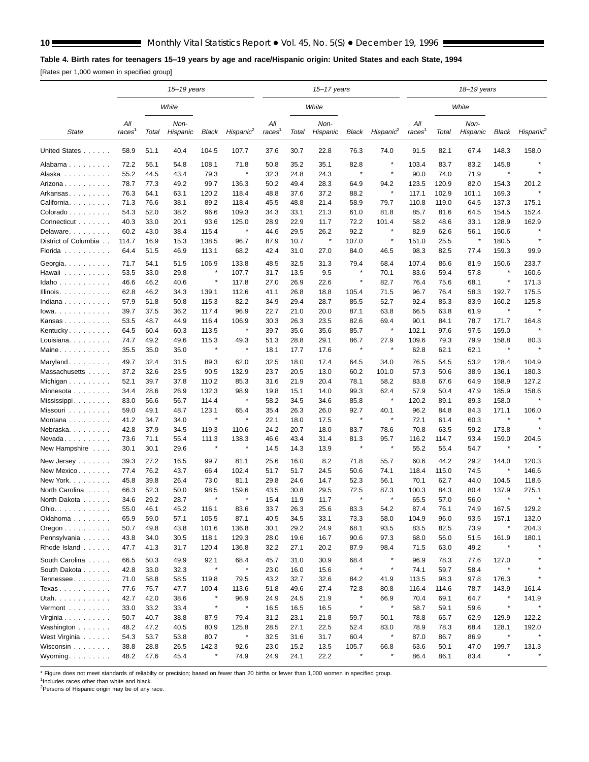**Table 4. Birth rates for teenagers 15–19 years by age and race/Hispanic origin: United States and each State, 1994**

[Rates per 1,000 women in specified group]

| State | 15–19 years | | | | | 15–17 years | | | | | 18–19 years | | | | |
|---|---|---|---|---|---|---|---|---|---|---|---|---|---|---|---|
| | | White | | | | | White | | | | | White | | | |
| | All races[1] | Total | Non-Hispanic | Black | Hispanic[2] | All races[1] | Total | Non-Hispanic | Black | Hispanic[2] | All races[1] | Total | Non-Hispanic | Black | Hispanic[2] |
| United States | 58.9 | 51.1 | 40.4 | 104.5 | 107.7 | 37.6 | 30.7 | 22.8 | 76.3 | 74.0 | 91.5 | 82.1 | 67.4 | 148.3 | 158.0 |
| Alabama | 72.2 | 55.1 | 54.8 | 108.1 | 71.8 | 50.8 | 35.2 | 35.1 | 82.8 | * | 103.4 | 83.7 | 83.2 | 145.8 | * |
| Alaska | 55.2 | 44.5 | 43.4 | 79.3 | * | 32.3 | 24.8 | 24.3 | * | * | 90.0 | 74.0 | 71.9 | * | * |
| Arizona | 78.7 | 77.3 | 49.2 | 99.7 | 136.3 | 50.2 | 49.4 | 28.3 | 64.9 | 94.2 | 123.5 | 120.9 | 82.0 | 154.3 | 201.2 |
| Arkansas | 76.3 | 64.1 | 63.1 | 120.2 | 118.4 | 48.8 | 37.6 | 37.2 | 88.2 | * | 117.1 | 102.9 | 101.1 | 169.3 | * |
| California | 71.3 | 76.6 | 38.1 | 89.2 | 118.4 | 45.5 | 48.8 | 21.4 | 58.9 | 79.7 | 110.8 | 119.0 | 64.5 | 137.3 | 175.1 |
| Colorado | 54.3 | 52.0 | 38.2 | 96.6 | 109.3 | 34.3 | 33.1 | 21.3 | 61.0 | 81.8 | 85.7 | 81.6 | 64.5 | 154.5 | 152.4 |
| Connecticut | 40.3 | 33.0 | 20.1 | 93.6 | 125.0 | 28.9 | 22.9 | 11.7 | 72.2 | 101.4 | 58.2 | 48.6 | 33.1 | 128.9 | 162.9 |
| Delaware | 60.2 | 43.0 | 38.4 | 115.4 | * | 44.6 | 29.5 | 26.2 | 92.2 | * | 82.9 | 62.6 | 56.1 | 150.6 | * |
| District of Columbia | 114.7 | 16.9 | 15.3 | 138.5 | 96.7 | 87.9 | 10.7 | * | 107.0 | * | 151.0 | 25.5 | * | 180.5 | * |
| Florida | 64.4 | 51.5 | 46.9 | 113.1 | 68.2 | 42.4 | 31.0 | 27.0 | 84.0 | 46.5 | 98.3 | 82.5 | 77.4 | 159.3 | 99.9 |
| Georgia | 71.7 | 54.1 | 51.5 | 106.9 | 133.8 | 48.5 | 32.5 | 31.3 | 79.4 | 68.4 | 107.4 | 86.6 | 81.9 | 150.6 | 233.7 |
| Hawaii | 53.5 | 33.0 | 29.8 | * | 107.7 | 31.7 | 13.5 | 9.5 | * | 70.1 | 83.6 | 59.4 | 57.8 | * | 160.6 |
| Idaho | 46.6 | 46.2 | 40.6 | * | 117.8 | 27.0 | 26.9 | 22.6 | * | 82.7 | 76.4 | 75.6 | 68.1 | * | 171.3 |
| Illinois | 62.8 | 46.2 | 34.3 | 139.1 | 112.6 | 41.1 | 26.8 | 18.8 | 105.4 | 71.5 | 96.7 | 76.4 | 58.3 | 192.7 | 175.5 |
| Indiana | 57.9 | 51.8 | 50.8 | 115.3 | 82.2 | 34.9 | 29.4 | 28.7 | 85.5 | 52.7 | 92.4 | 85.3 | 83.9 | 160.2 | 125.8 |
| Iowa | 39.7 | 37.5 | 36.2 | 117.4 | 96.9 | 22.7 | 21.0 | 20.0 | 87.1 | 63.8 | 66.5 | 63.8 | 61.9 | * | * |
| Kansas | 53.5 | 48.7 | 44.9 | 116.4 | 106.9 | 30.3 | 26.3 | 23.5 | 82.6 | 69.4 | 90.1 | 84.1 | 78.7 | 171.7 | 164.8 |
| Kentucky | 64.5 | 60.4 | 60.3 | 113.5 | * | 39.7 | 35.6 | 35.6 | 85.7 | * | 102.1 | 97.6 | 97.5 | 159.0 | * |
| Louisiana | 74.7 | 49.2 | 49.6 | 115.3 | 49.3 | 51.3 | 28.8 | 29.1 | 86.7 | 27.9 | 109.6 | 79.3 | 79.9 | 158.8 | 80.3 |
| Maine | 35.5 | 35.0 | 35.0 | * | * | 18.1 | 17.7 | 17.6 | * | * | 62.8 | 62.1 | 62.1 | * | * |
| Maryland | 49.7 | 32.4 | 31.5 | 89.3 | 62.0 | 32.5 | 18.0 | 17.4 | 64.5 | 34.0 | 76.5 | 54.5 | 53.2 | 128.4 | 104.9 |
| Massachusetts | 37.2 | 32.6 | 23.5 | 90.5 | 132.9 | 23.7 | 20.5 | 13.0 | 60.2 | 101.0 | 57.3 | 50.6 | 38.9 | 136.1 | 180.3 |
| Michigan | 52.1 | 39.7 | 37.8 | 110.2 | 85.3 | 31.6 | 21.9 | 20.4 | 78.1 | 58.2 | 83.8 | 67.6 | 64.9 | 158.9 | 127.2 |
| Minnesota | 34.4 | 28.6 | 26.9 | 132.3 | 98.9 | 19.8 | 15.1 | 14.0 | 99.3 | 62.4 | 57.9 | 50.4 | 47.9 | 185.9 | 158.6 |
| Mississippi | 83.0 | 56.6 | 56.7 | 114.4 | * | 58.2 | 34.5 | 34.6 | 85.8 | * | 120.2 | 89.1 | 89.3 | 158.0 | * |
| Missouri | 59.0 | 49.1 | 48.7 | 123.1 | 65.4 | 35.4 | 26.3 | 26.0 | 92.7 | 40.1 | 96.2 | 84.8 | 84.3 | 171.1 | 106.0 |
| Montana | 41.2 | 34.7 | 34.0 | * | * | 22.1 | 18.0 | 17.5 | * | * | 72.1 | 61.4 | 60.3 | * | * |
| Nebraska | 42.8 | 37.9 | 34.5 | 119.3 | 110.6 | 24.2 | 20.7 | 18.0 | 83.7 | 78.6 | 70.8 | 63.5 | 59.2 | 173.8 | * |
| Nevada | 73.6 | 71.1 | 55.4 | 111.3 | 138.3 | 46.6 | 43.4 | 31.4 | 81.3 | 95.7 | 116.2 | 114.7 | 93.4 | 159.0 | 204.5 |
| New Hampshire | 30.1 | 30.1 | 29.6 | * | * | 14.5 | 14.3 | 13.9 | * | * | 55.2 | 55.4 | 54.7 | * | * |
| New Jersey | 39.3 | 27.2 | 16.5 | 99.7 | 81.1 | 25.6 | 16.0 | 8.2 | 71.8 | 55.7 | 60.6 | 44.2 | 29.2 | 144.0 | 120.3 |
| New Mexico | 77.4 | 76.2 | 43.7 | 66.4 | 102.4 | 51.7 | 51.7 | 24.5 | 50.6 | 74.1 | 118.4 | 115.0 | 74.5 | * | 146.6 |
| New York | 45.8 | 39.8 | 26.4 | 73.0 | 81.1 | 29.8 | 24.6 | 14.7 | 52.3 | 56.1 | 70.1 | 62.7 | 44.0 | 104.5 | 118.6 |
| North Carolina | 66.3 | 52.3 | 50.0 | 98.5 | 159.6 | 43.5 | 30.8 | 29.5 | 72.5 | 87.3 | 100.3 | 84.3 | 80.4 | 137.9 | 275.1 |
| North Dakota | 34.6 | 29.2 | 28.7 | * | * | 15.4 | 11.9 | 11.7 | * | * | 65.5 | 57.0 | 56.0 | * | * |
| Ohio | 55.0 | 46.1 | 45.2 | 116.1 | 83.6 | 33.7 | 26.3 | 25.6 | 83.3 | 54.2 | 87.4 | 76.1 | 74.9 | 167.5 | 129.2 |
| Oklahoma | 65.9 | 59.0 | 57.1 | 105.5 | 87.1 | 40.5 | 34.5 | 33.1 | 73.3 | 58.0 | 104.9 | 96.0 | 93.5 | 157.1 | 132.0 |
| Oregon | 50.7 | 49.8 | 43.8 | 101.6 | 136.8 | 30.1 | 29.2 | 24.9 | 68.1 | 93.5 | 83.5 | 82.5 | 73.9 | * | 204.3 |
| Pennsylvania | 43.8 | 34.0 | 30.5 | 118.1 | 129.3 | 28.0 | 19.6 | 16.7 | 90.6 | 97.3 | 68.0 | 56.0 | 51.5 | 161.9 | 180.1 |
| Rhode Island | 47.7 | 41.3 | 31.7 | 120.4 | 136.8 | 32.2 | 27.1 | 20.2 | 87.9 | 98.4 | 71.5 | 63.0 | 49.2 | * | * |
| South Carolina | 66.5 | 50.3 | 49.9 | 92.1 | 68.4 | 45.7 | 31.0 | 30.9 | 68.4 | * | 96.9 | 78.3 | 77.6 | 127.0 | * |
| South Dakota | 42.8 | 33.0 | 32.3 | * | * | 23.0 | 16.0 | 15.6 | * | * | 74.1 | 59.7 | 58.4 | * | * |
| Tennessee | 71.0 | 58.8 | 58.5 | 119.8 | 79.5 | 43.2 | 32.7 | 32.6 | 84.2 | 41.9 | 113.5 | 98.3 | 97.8 | 176.3 | * |
| Texas | 77.6 | 75.7 | 47.7 | 100.4 | 113.6 | 51.8 | 49.6 | 27.4 | 72.8 | 80.8 | 116.4 | 114.6 | 78.7 | 143.9 | 161.4 |
| Utah | 42.7 | 42.0 | 38.6 | * | 96.9 | 24.9 | 24.5 | 21.9 | * | 66.9 | 70.4 | 69.1 | 64.7 | * | 141.9 |
| Vermont | 33.0 | 33.2 | 33.4 | * | * | 16.5 | 16.5 | 16.5 | * | * | 58.7 | 59.1 | 59.6 | * | * |
| Virginia | 50.7 | 40.7 | 38.8 | 87.9 | 79.4 | 31.2 | 23.1 | 21.8 | 59.7 | 50.1 | 78.8 | 65.7 | 62.9 | 129.9 | 122.2 |
| Washington | 48.2 | 47.2 | 40.5 | 80.9 | 125.8 | 28.5 | 27.1 | 22.5 | 52.4 | 83.0 | 78.9 | 78.3 | 68.4 | 128.1 | 192.0 |
| West Virginia | 54.3 | 53.7 | 53.8 | 80.7 | * | 32.5 | 31.6 | 31.7 | 60.4 | * | 87.0 | 86.7 | 86.9 | * | * |
| Wisconsin | 38.8 | 28.8 | 26.5 | 142.3 | 92.6 | 23.0 | 15.2 | 13.5 | 105.7 | 66.8 | 63.6 | 50.1 | 47.0 | 199.7 | 131.3 |
| Wyoming | 48.2 | 47.6 | 45.4 | * | 74.9 | 24.9 | 24.1 | 22.2 | * | * | 86.4 | 86.1 | 83.4 | * | * |

* Figure does not meet standards of reliabilty or precision; based on fewer than 20 births or fewer than 1,000 women in specified group.

[1]Includes races other than white and black.

[2]Persons of Hispanic origin may be of any race.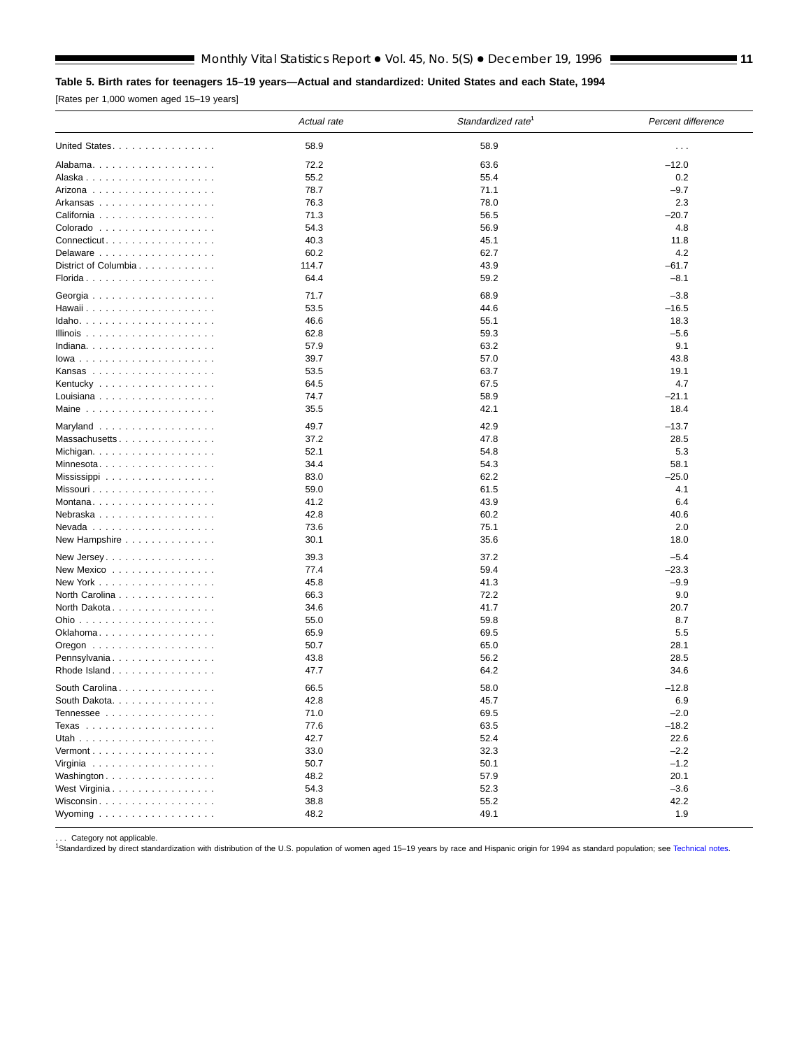**Table 5. Birth rates for teenagers 15–19 years—Actual and standardized: United States and each State, 1994**

[Rates per 1,000 women aged 15–19 years]

| | *Actual rate* | *Standardized rate*[1] | *Percent difference* |
|---|---|---|---|
| United States | 58.9 | 58.9 | . . . |
| Alabama | 72.2 | 63.6 | –12.0 |
| Alaska | 55.2 | 55.4 | 0.2 |
| Arizona | 78.7 | 71.1 | –9.7 |
| Arkansas | 76.3 | 78.0 | 2.3 |
| California | 71.3 | 56.5 | –20.7 |
| Colorado | 54.3 | 56.9 | 4.8 |
| Connecticut | 40.3 | 45.1 | 11.8 |
| Delaware | 60.2 | 62.7 | 4.2 |
| District of Columbia | 114.7 | 43.9 | –61.7 |
| Florida | 64.4 | 59.2 | –8.1 |
| Georgia | 71.7 | 68.9 | –3.8 |
| Hawaii | 53.5 | 44.6 | –16.5 |
| Idaho | 46.6 | 55.1 | 18.3 |
| Illinois | 62.8 | 59.3 | –5.6 |
| Indiana | 57.9 | 63.2 | 9.1 |
| Iowa | 39.7 | 57.0 | 43.8 |
| Kansas | 53.5 | 63.7 | 19.1 |
| Kentucky | 64.5 | 67.5 | 4.7 |
| Louisiana | 74.7 | 58.9 | –21.1 |
| Maine | 35.5 | 42.1 | 18.4 |
| Maryland | 49.7 | 42.9 | –13.7 |
| Massachusetts | 37.2 | 47.8 | 28.5 |
| Michigan | 52.1 | 54.8 | 5.3 |
| Minnesota | 34.4 | 54.3 | 58.1 |
| Mississippi | 83.0 | 62.2 | –25.0 |
| Missouri | 59.0 | 61.5 | 4.1 |
| Montana | 41.2 | 43.9 | 6.4 |
| Nebraska | 42.8 | 60.2 | 40.6 |
| Nevada | 73.6 | 75.1 | 2.0 |
| New Hampshire | 30.1 | 35.6 | 18.0 |
| New Jersey | 39.3 | 37.2 | –5.4 |
| New Mexico | 77.4 | 59.4 | –23.3 |
| New York | 45.8 | 41.3 | –9.9 |
| North Carolina | 66.3 | 72.2 | 9.0 |
| North Dakota | 34.6 | 41.7 | 20.7 |
| Ohio | 55.0 | 59.8 | 8.7 |
| Oklahoma | 65.9 | 69.5 | 5.5 |
| Oregon | 50.7 | 65.0 | 28.1 |
| Pennsylvania | 43.8 | 56.2 | 28.5 |
| Rhode Island | 47.7 | 64.2 | 34.6 |
| South Carolina | 66.5 | 58.0 | –12.8 |
| South Dakota | 42.8 | 45.7 | 6.9 |
| Tennessee | 71.0 | 69.5 | –2.0 |
| Texas | 77.6 | 63.5 | –18.2 |
| Utah | 42.7 | 52.4 | 22.6 |
| Vermont | 33.0 | 32.3 | –2.2 |
| Virginia | 50.7 | 50.1 | –1.2 |
| Washington | 48.2 | 57.9 | 20.1 |
| West Virginia | 54.3 | 52.3 | –3.6 |
| Wisconsin | 38.8 | 55.2 | 42.2 |
| Wyoming | 48.2 | 49.1 | 1.9 |

. . . Category not applicable.

[1]Standardized by direct standardization with distribution of the U.S. population of women aged 15–19 years by race and Hispanic origin for 1994 as standard population; see Technical notes.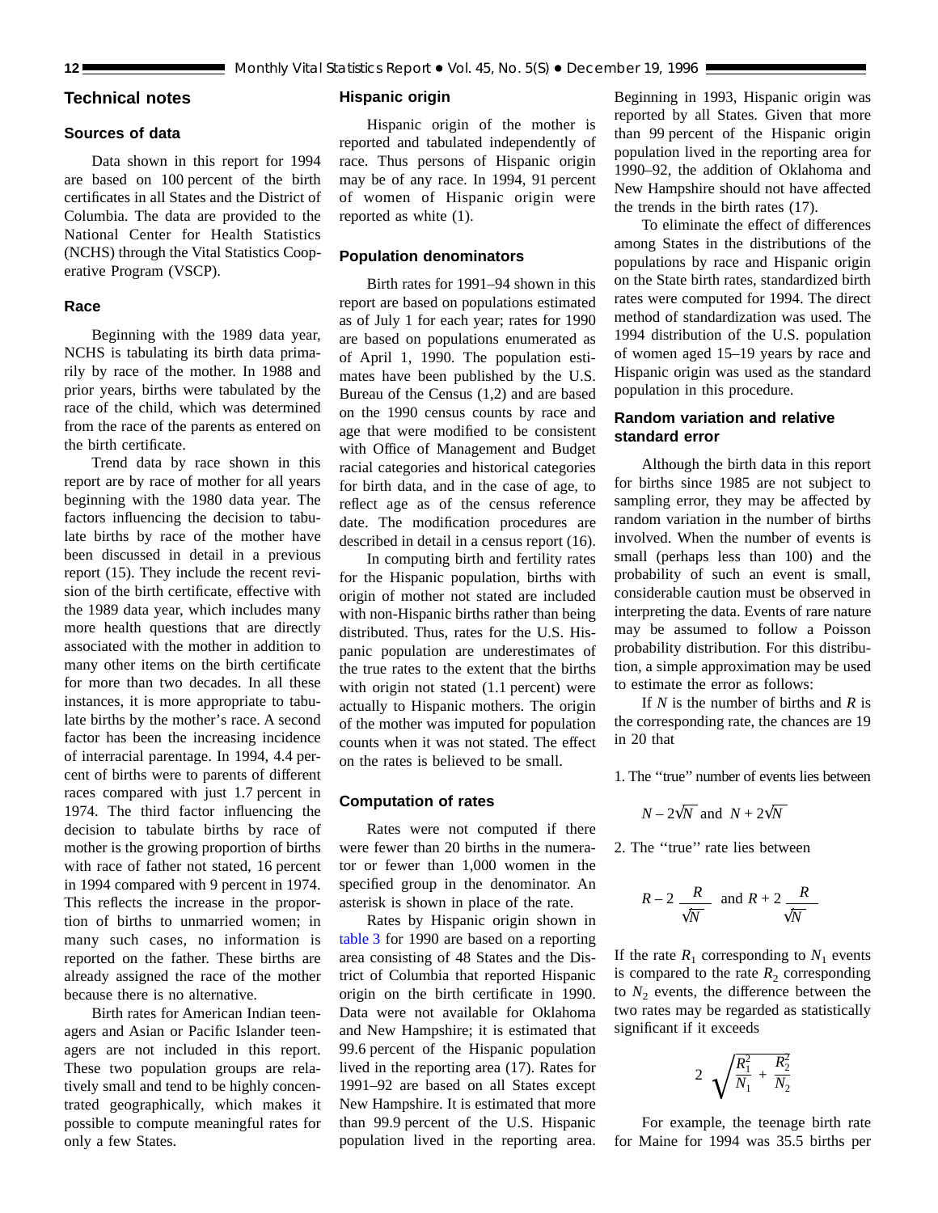# Technical notes

## Sources of data

Data shown in this report for 1994 are based on 100 percent of the birth certificates in all States and the District of Columbia. The data are provided to the National Center for Health Statistics (NCHS) through the Vital Statistics Cooperative Program (VSCP).

## Race

Beginning with the 1989 data year, NCHS is tabulating its birth data primarily by race of the mother. In 1988 and prior years, births were tabulated by the race of the child, which was determined from the race of the parents as entered on the birth certificate.

Trend data by race shown in this report are by race of mother for all years beginning with the 1980 data year. The factors influencing the decision to tabulate births by race of the mother have been discussed in detail in a previous report (15). They include the recent revision of the birth certificate, effective with the 1989 data year, which includes many more health questions that are directly associated with the mother in addition to many other items on the birth certificate for more than two decades. In all these instances, it is more appropriate to tabulate births by the mother's race. A second factor has been the increasing incidence of interracial parentage. In 1994, 4.4 percent of births were to parents of different races compared with just 1.7 percent in 1974. The third factor influencing the decision to tabulate births by race of mother is the growing proportion of births with race of father not stated, 16 percent in 1994 compared with 9 percent in 1974. This reflects the increase in the proportion of births to unmarried women; in many such cases, no information is reported on the father. These births are already assigned the race of the mother because there is no alternative.

Birth rates for American Indian teenagers and Asian or Pacific Islander teenagers are not included in this report. These two population groups are relatively small and tend to be highly concentrated geographically, which makes it possible to compute meaningful rates for only a few States.

## Hispanic origin

Hispanic origin of the mother is reported and tabulated independently of race. Thus persons of Hispanic origin may be of any race. In 1994, 91 percent of women of Hispanic origin were reported as white (1).

## Population denominators

Birth rates for 1991–94 shown in this report are based on populations estimated as of July 1 for each year; rates for 1990 are based on populations enumerated as of April 1, 1990. The population estimates have been published by the U.S. Bureau of the Census (1,2) and are based on the 1990 census counts by race and age that were modified to be consistent with Office of Management and Budget racial categories and historical categories for birth data, and in the case of age, to reflect age as of the census reference date. The modification procedures are described in detail in a census report (16).

In computing birth and fertility rates for the Hispanic population, births with origin of mother not stated are included with non-Hispanic births rather than being distributed. Thus, rates for the U.S. Hispanic population are underestimates of the true rates to the extent that the births with origin not stated (1.1 percent) were actually to Hispanic mothers. The origin of the mother was imputed for population counts when it was not stated. The effect on the rates is believed to be small.

## Computation of rates

Rates were not computed if there were fewer than 20 births in the numerator or fewer than 1,000 women in the specified group in the denominator. An asterisk is shown in place of the rate.

Rates by Hispanic origin shown in table 3 for 1990 are based on a reporting area consisting of 48 States and the District of Columbia that reported Hispanic origin on the birth certificate in 1990. Data were not available for Oklahoma and New Hampshire; it is estimated that 99.6 percent of the Hispanic population lived in the reporting area (17). Rates for 1991–92 are based on all States except New Hampshire. It is estimated that more than 99.9 percent of the U.S. Hispanic population lived in the reporting area. Beginning in 1993, Hispanic origin was reported by all States. Given that more than 99 percent of the Hispanic origin population lived in the reporting area for 1990–92, the addition of Oklahoma and New Hampshire should not have affected the trends in the birth rates (17).

To eliminate the effect of differences among States in the distributions of the populations by race and Hispanic origin on the State birth rates, standardized birth rates were computed for 1994. The direct method of standardization was used. The 1994 distribution of the U.S. population of women aged 15–19 years by race and Hispanic origin was used as the standard population in this procedure.

## Random variation and relative standard error

Although the birth data in this report for births since 1985 are not subject to sampling error, they may be affected by random variation in the number of births involved. When the number of events is small (perhaps less than 100) and the probability of such an event is small, considerable caution must be observed in interpreting the data. Events of rare nature may be assumed to follow a Poisson probability distribution. For this distribution, a simple approximation may be used to estimate the error as follows:

If $N$ is the number of births and $R$ is the corresponding rate, the chances are 19 in 20 that

1. The "true" number of events lies between

$$N - 2\sqrt{N} \text{ and } N + 2\sqrt{N}$$

2. The "true" rate lies between

$$R - 2\frac{R}{\sqrt{N}} \text{ and } R + 2\frac{R}{\sqrt{N}}$$

If the rate $R_1$ corresponding to $N_1$ events is compared to the rate $R_2$ corresponding to $N_2$ events, the difference between the two rates may be regarded as statistically significant if it exceeds

$$2\sqrt{\frac{R_1^2}{N_1} + \frac{R_2^2}{N_2}}$$

For example, the teenage birth rate for Maine for 1994 was 35.5 births per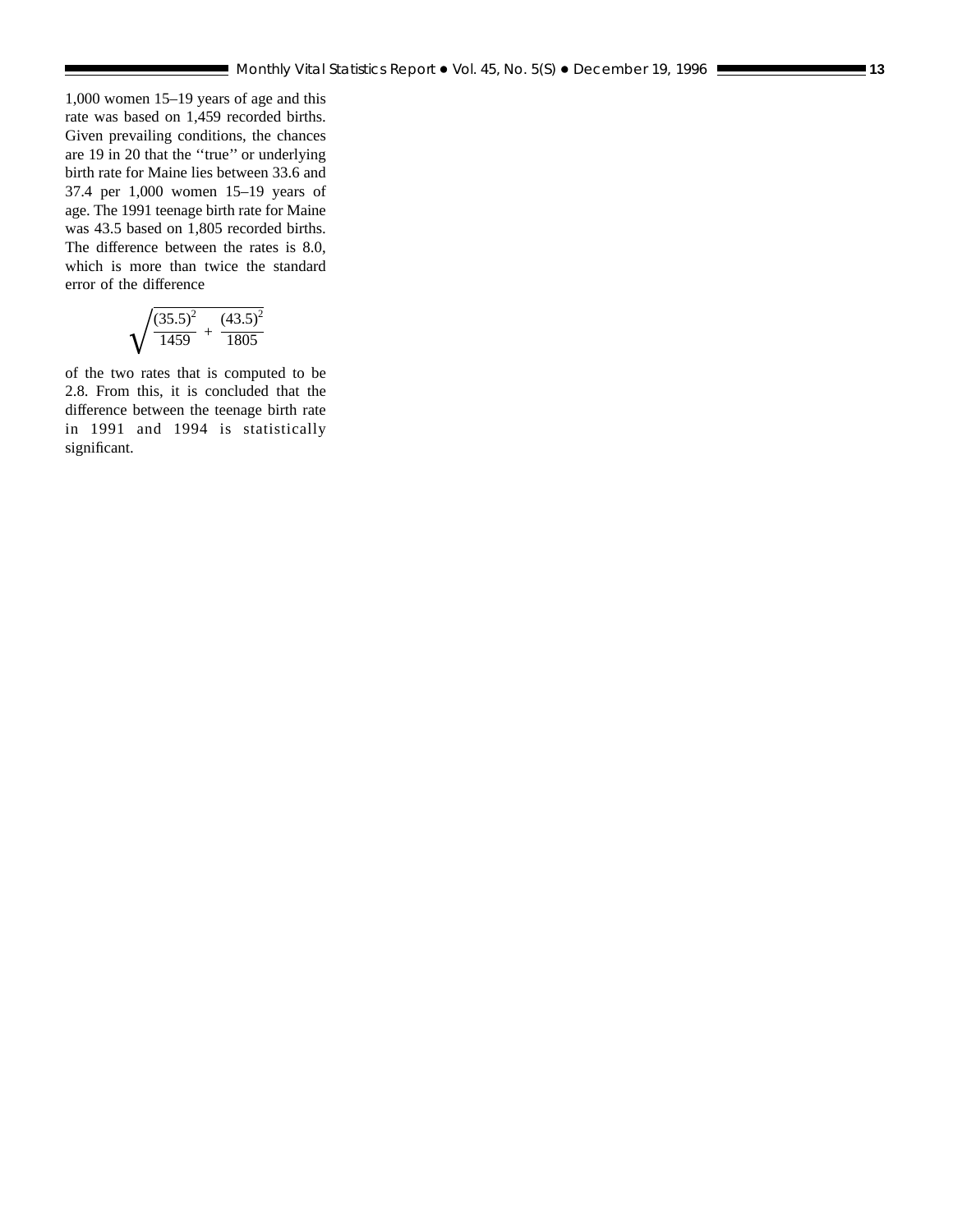1,000 women 15–19 years of age and this rate was based on 1,459 recorded births. Given prevailing conditions, the chances are 19 in 20 that the ''true'' or underlying birth rate for Maine lies between 33.6 and 37.4 per 1,000 women 15–19 years of age. The 1991 teenage birth rate for Maine was 43.5 based on 1,805 recorded births. The difference between the rates is 8.0, which is more than twice the standard error of the difference

$$\sqrt{\frac{(35.5)^2}{1459} + \frac{(43.5)^2}{1805}}$$

of the two rates that is computed to be 2.8. From this, it is concluded that the difference between the teenage birth rate in 1991 and 1994 is statistically significant.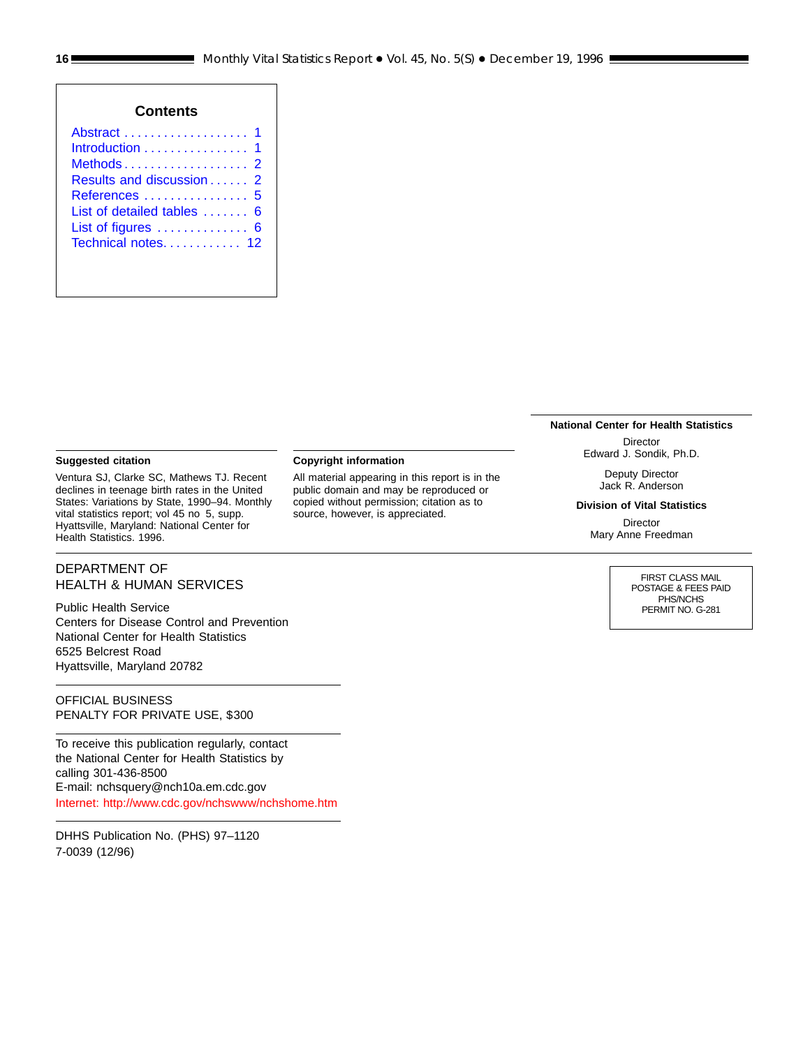## Contents

- Abstract . . . . . . . . . . . . . . . . . . . 1
- Introduction . . . . . . . . . . . . . . . . 1
- Methods . . . . . . . . . . . . . . . . . . . 2
- Results and discussion . . . . . . 2
- References . . . . . . . . . . . . . . . . 5
- List of detailed tables . . . . . . . 6
- List of figures . . . . . . . . . . . . . . 6
- Technical notes. . . . . . . . . . . . 12

**Suggested citation**

Ventura SJ, Clarke SC, Mathews TJ. Recent declines in teenage birth rates in the United States: Variations by State, 1990–94. Monthly vital statistics report; vol 45 no 5, supp. Hyattsville, Maryland: National Center for Health Statistics. 1996.

**Copyright information**

All material appearing in this report is in the public domain and may be reproduced or copied without permission; citation as to source, however, is appreciated.

**National Center for Health Statistics**

Director
Edward J. Sondik, Ph.D.

Deputy Director
Jack R. Anderson

**Division of Vital Statistics**

Director
Mary Anne Freedman

DEPARTMENT OF
HEALTH & HUMAN SERVICES

Public Health Service
Centers for Disease Control and Prevention
National Center for Health Statistics
6525 Belcrest Road
Hyattsville, Maryland 20782

OFFICIAL BUSINESS
PENALTY FOR PRIVATE USE, $300

To receive this publication regularly, contact the National Center for Health Statistics by calling 301-436-8500
E-mail: nchsquery@nch10a.em.cdc.gov
Internet: http://www.cdc.gov/nchswww/nchshome.htm

DHHS Publication No. (PHS) 97–1120
7-0039 (12/96)

FIRST CLASS MAIL
POSTAGE & FEES PAID
PHS/NCHS
PERMIT NO. G-281